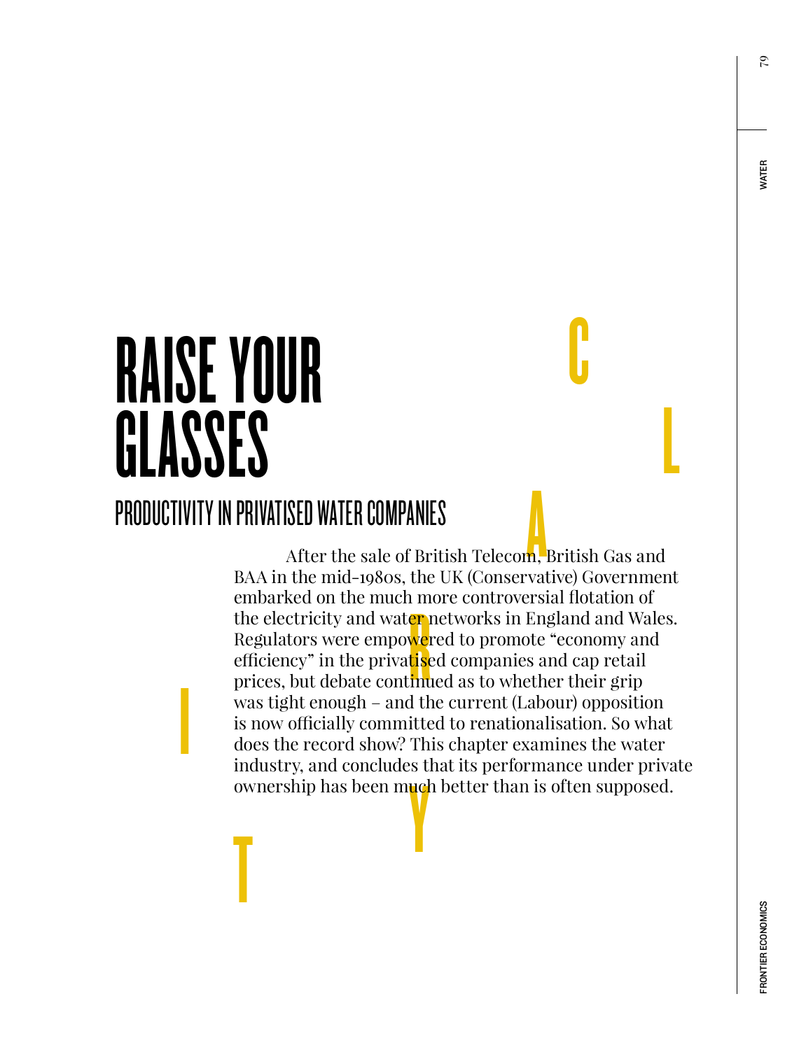# RAISE YOUR GLASSES

## PRODUCTIVITY IN PRIVATISED WATER COMPANIES

After the sale of British Telecom, British Gas and BAA in the mid-1980s, the UK (Conservative) Government embarked on the much more controversial flotation of the electricity and water networks in England and Wales. Regulators were empowered to promote "economy and efficiency" in the privatised companies and cap retail prices, but debate continued as to whether their grip was tight enough – and the current (Labour) opposition is now officially committed to renationalisation. So what does the record show? This chapter examines the water industry, and concludes that its performance under private ownership has been much better than is often supposed.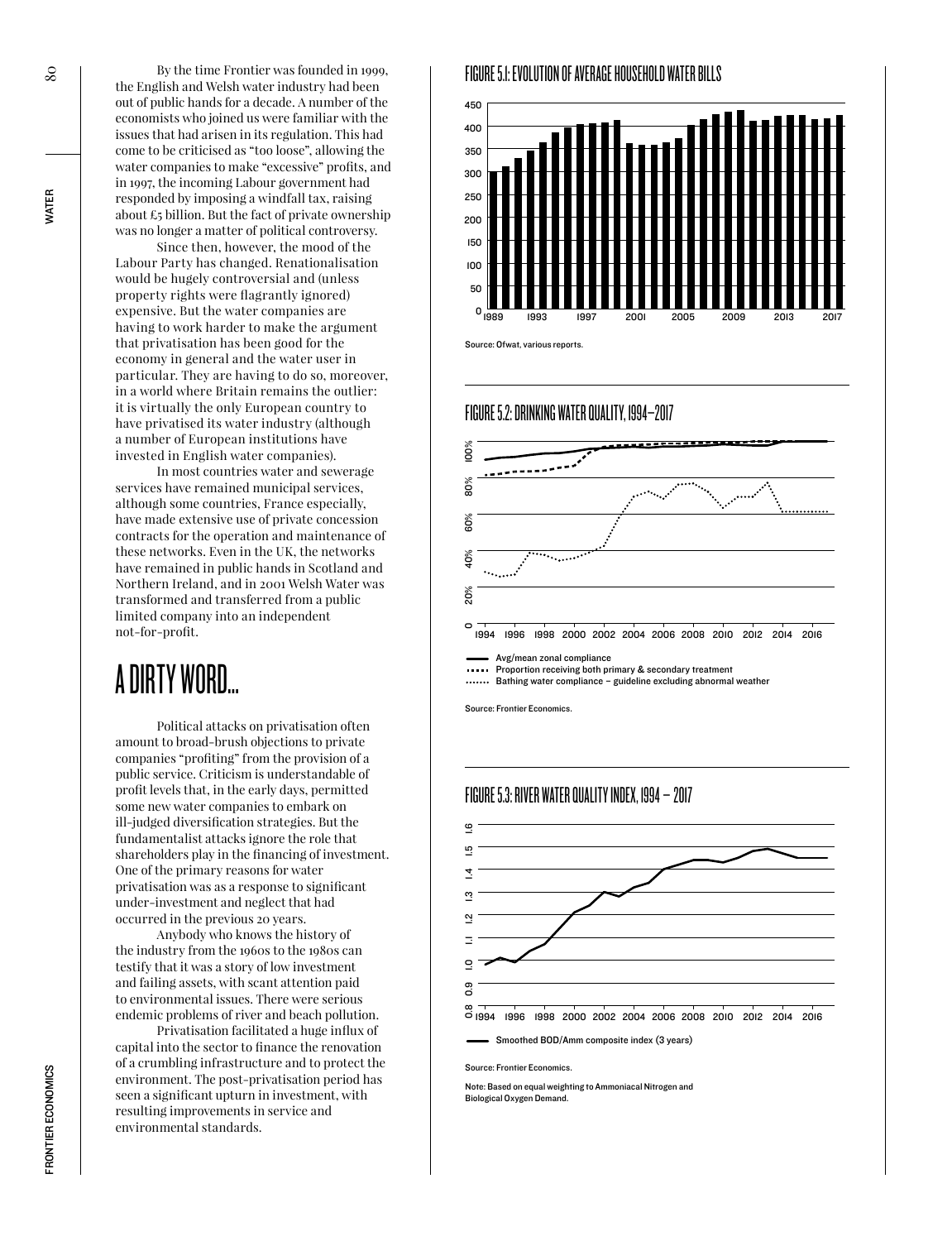By the time Frontier was founded in 1999, the English and Welsh water industry had been out of public hands for a decade. A number of the economists who joined us were familiar with the issues that had arisen in its regulation. This had come to be criticised as "too loose", allowing the water companies to make "excessive" profits, and in 1997, the incoming Labour government had responded by imposing a windfall tax, raising about £5 billion. But the fact of private ownership was no longer a matter of political controversy.

Since then, however, the mood of the Labour Party has changed. Renationalisation would be hugely controversial and (unless property rights were flagrantly ignored) expensive. But the water companies are having to work harder to make the argument that privatisation has been good for the economy in general and the water user in particular. They are having to do so, moreover, in a world where Britain remains the outlier: it is virtually the only European country to have privatised its water industry (although a number of European institutions have invested in English water companies).

In most countries water and sewerage services have remained municipal services, although some countries, France especially, have made extensive use of private concession contracts for the operation and maintenance of these networks. Even in the UK, the networks have remained in public hands in Scotland and Northern Ireland, and in 2001 Welsh Water was transformed and transferred from a public limited company into an independent not-for-profit.

## A DIRTY WORD...

Political attacks on privatisation often amount to broad-brush objections to private companies "profiting" from the provision of a public service. Criticism is understandable of profit levels that, in the early days, permitted some new water companies to embark on ill-judged diversification strategies. But the fundamentalist attacks ignore the role that shareholders play in the financing of investment. One of the primary reasons for water privatisation was as a response to significant under-investment and neglect that had occurred in the previous 20 years.

Anybody who knows the history of the industry from the 1960s to the 1980s can testify that it was a story of low investment and failing assets, with scant attention paid to environmental issues. There were serious endemic problems of river and beach pollution.

Privatisation facilitated a huge influx of capital into the sector to finance the renovation of a crumbling infrastructure and to protect the environment. The post-privatisation period has seen a significant upturn in investment, with resulting improvements in service and environmental standards.

### FIGURE 5.1: EVOLUTION OF AVERAGE HOUSEHOLD WATER BILLS

Source: Ofwat, various reports.

### FIGURE 5.2: DRINKING WATER QUALITY, 1994–2017

Avg/mean zonal compliance
Proportion receiving both primary & secondary treatment
Bathing water compliance – guideline excluding abnormal weather

Source: Frontier Economics.

### FIGURE 5.3: RIVER WATER QUALITY INDEX, 1994 – 2017

Smoothed BOD/Amm composite index (3 years)

Source: Frontier Economics.

Note: Based on equal weighting to Ammoniacal Nitrogen and Biological Oxygen Demand.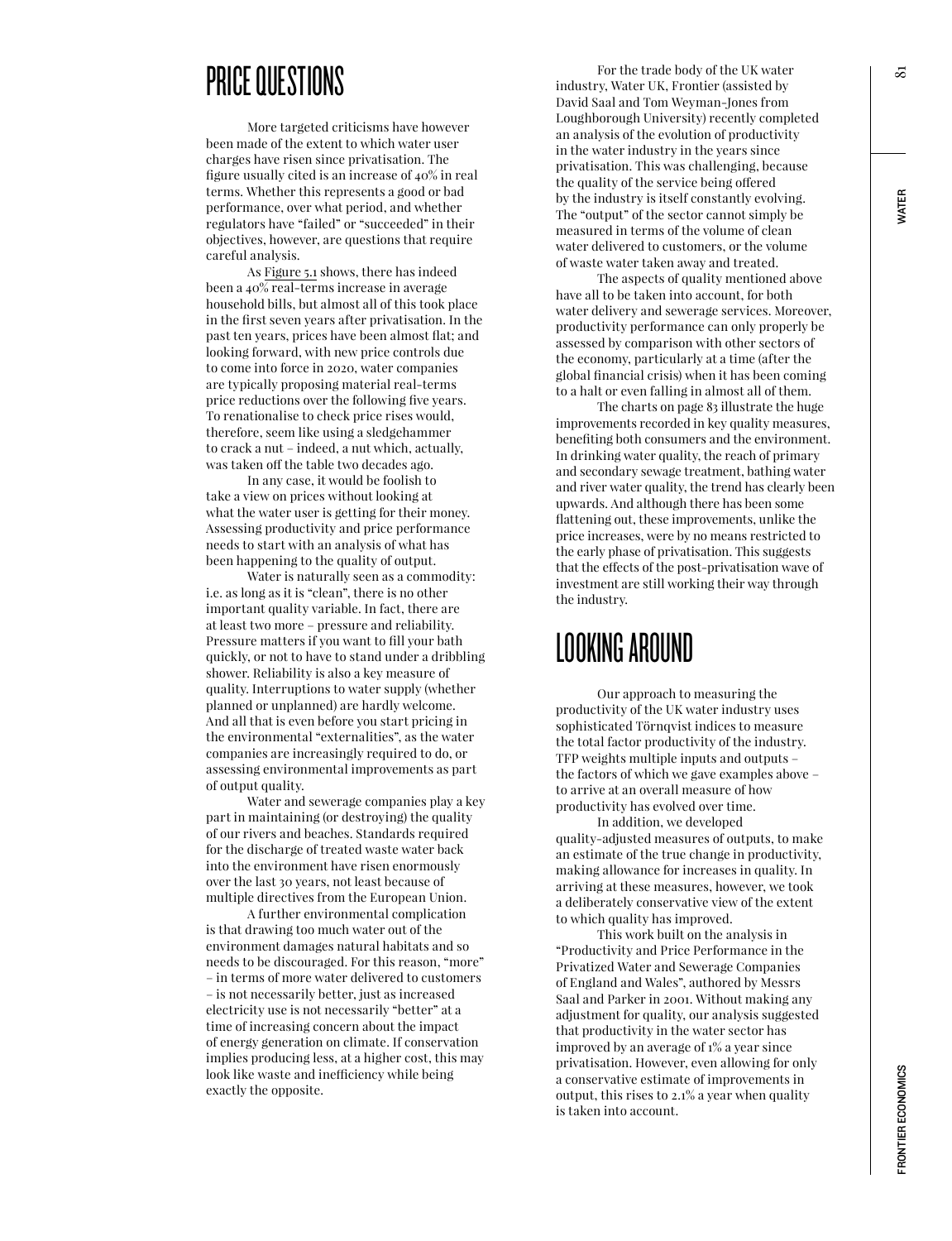## PRICE QUESTIONS

More targeted criticisms have however been made of the extent to which water user charges have risen since privatisation. The figure usually cited is an increase of 40% in real terms. Whether this represents a good or bad performance, over what period, and whether regulators have "failed" or "succeeded" in their objectives, however, are questions that require careful analysis.

As Figure 5.1 shows, there has indeed been a 40% real-terms increase in average household bills, but almost all of this took place in the first seven years after privatisation. In the past ten years, prices have been almost flat; and looking forward, with new price controls due to come into force in 2020, water companies are typically proposing material real-terms price reductions over the following five years. To renationalise to check price rises would, therefore, seem like using a sledgehammer to crack a nut – indeed, a nut which, actually, was taken off the table two decades ago.

In any case, it would be foolish to take a view on prices without looking at what the water user is getting for their money. Assessing productivity and price performance needs to start with an analysis of what has been happening to the quality of output.

Water is naturally seen as a commodity: i.e. as long as it is "clean", there is no other important quality variable. In fact, there are at least two more – pressure and reliability. Pressure matters if you want to fill your bath quickly, or not to have to stand under a dribbling shower. Reliability is also a key measure of quality. Interruptions to water supply (whether planned or unplanned) are hardly welcome. And all that is even before you start pricing in the environmental "externalities", as the water companies are increasingly required to do, or assessing environmental improvements as part of output quality.

Water and sewerage companies play a key part in maintaining (or destroying) the quality of our rivers and beaches. Standards required for the discharge of treated waste water back into the environment have risen enormously over the last 30 years, not least because of multiple directives from the European Union.

A further environmental complication is that drawing too much water out of the environment damages natural habitats and so needs to be discouraged. For this reason, "more" – in terms of more water delivered to customers – is not necessarily better, just as increased electricity use is not necessarily "better" at a time of increasing concern about the impact of energy generation on climate. If conservation implies producing less, at a higher cost, this may look like waste and inefficiency while being exactly the opposite.

For the trade body of the UK water industry, Water UK, Frontier (assisted by David Saal and Tom Weyman-Jones from Loughborough University) recently completed an analysis of the evolution of productivity in the water industry in the years since privatisation. This was challenging, because the quality of the service being offered by the industry is itself constantly evolving. The "output" of the sector cannot simply be measured in terms of the volume of clean water delivered to customers, or the volume of waste water taken away and treated.

The aspects of quality mentioned above have all to be taken into account, for both water delivery and sewerage services. Moreover, productivity performance can only properly be assessed by comparison with other sectors of the economy, particularly at a time (after the global financial crisis) when it has been coming to a halt or even falling in almost all of them.

The charts on page 83 illustrate the huge improvements recorded in key quality measures, benefiting both consumers and the environment. In drinking water quality, the reach of primary and secondary sewage treatment, bathing water and river water quality, the trend has clearly been upwards. And although there has been some flattening out, these improvements, unlike the price increases, were by no means restricted to the early phase of privatisation. This suggests that the effects of the post-privatisation wave of investment are still working their way through the industry.

## LOOKING AROUND

Our approach to measuring the productivity of the UK water industry uses sophisticated Törnqvist indices to measure the total factor productivity of the industry. TFP weights multiple inputs and outputs – the factors of which we gave examples above – to arrive at an overall measure of how productivity has evolved over time.

In addition, we developed quality-adjusted measures of outputs, to make an estimate of the true change in productivity, making allowance for increases in quality. In arriving at these measures, however, we took a deliberately conservative view of the extent to which quality has improved.

This work built on the analysis in "Productivity and Price Performance in the Privatized Water and Sewerage Companies of England and Wales", authored by Messrs Saal and Parker in 2001. Without making any adjustment for quality, our analysis suggested that productivity in the water sector has improved by an average of 1% a year since privatisation. However, even allowing for only a conservative estimate of improvements in output, this rises to 2.1% a year when quality is taken into account.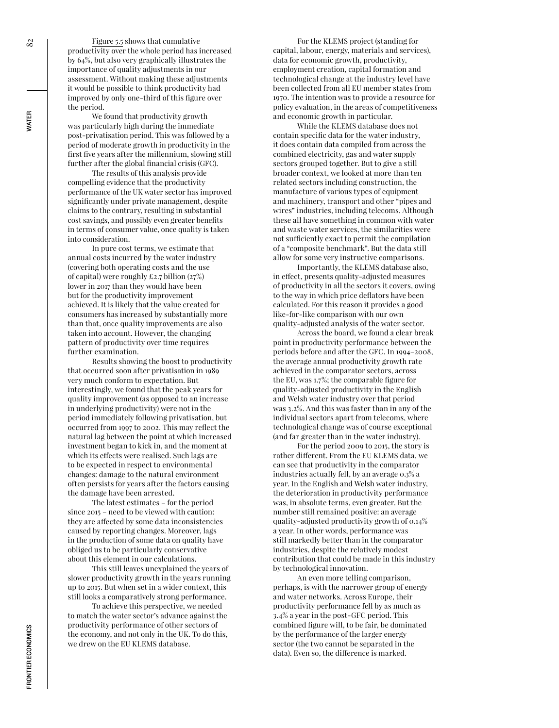Figure 5.5 shows that cumulative productivity over the whole period has increased by 64%, but also very graphically illustrates the importance of quality adjustments in our assessment. Without making these adjustments it would be possible to think productivity had improved by only one-third of this figure over the period.

We found that productivity growth was particularly high during the immediate post-privatisation period. This was followed by a period of moderate growth in productivity in the first five years after the millennium, slowing still further after the global financial crisis (GFC).

The results of this analysis provide compelling evidence that the productivity performance of the UK water sector has improved significantly under private management, despite claims to the contrary, resulting in substantial cost savings, and possibly even greater benefits in terms of consumer value, once quality is taken into consideration.

In pure cost terms, we estimate that annual costs incurred by the water industry (covering both operating costs and the use of capital) were roughly £2.7 billion (27%) lower in 2017 than they would have been but for the productivity improvement achieved. It is likely that the value created for consumers has increased by substantially more than that, once quality improvements are also taken into account. However, the changing pattern of productivity over time requires further examination.

Results showing the boost to productivity that occurred soon after privatisation in 1989 very much conform to expectation. But interestingly, we found that the peak years for quality improvement (as opposed to an increase in underlying productivity) were not in the period immediately following privatisation, but occurred from 1997 to 2002. This may reflect the natural lag between the point at which increased investment began to kick in, and the moment at which its effects were realised. Such lags are to be expected in respect to environmental changes: damage to the natural environment often persists for years after the factors causing the damage have been arrested.

The latest estimates – for the period since 2015 – need to be viewed with caution: they are affected by some data inconsistencies caused by reporting changes. Moreover, lags in the production of some data on quality have obliged us to be particularly conservative about this element in our calculations.

This still leaves unexplained the years of slower productivity growth in the years running up to 2015. But when set in a wider context, this still looks a comparatively strong performance.

To achieve this perspective, we needed to match the water sector's advance against the productivity performance of other sectors of the economy, and not only in the UK. To do this, we drew on the EU KLEMS database.

For the KLEMS project (standing for capital, labour, energy, materials and services), data for economic growth, productivity, employment creation, capital formation and technological change at the industry level have been collected from all EU member states from 1970. The intention was to provide a resource for policy evaluation, in the areas of competitiveness and economic growth in particular.

While the KLEMS database does not contain specific data for the water industry, it does contain data compiled from across the combined electricity, gas and water supply sectors grouped together. But to give a still broader context, we looked at more than ten related sectors including construction, the manufacture of various types of equipment and machinery, transport and other "pipes and wires" industries, including telecoms. Although these all have something in common with water and waste water services, the similarities were not sufficiently exact to permit the compilation of a "composite benchmark". But the data still allow for some very instructive comparisons.

Importantly, the KLEMS database also, in effect, presents quality-adjusted measures of productivity in all the sectors it covers, owing to the way in which price deflators have been calculated. For this reason it provides a good like-for-like comparison with our own quality-adjusted analysis of the water sector.

Across the board, we found a clear break point in productivity performance between the periods before and after the GFC. In 1994–2008, the average annual productivity growth rate achieved in the comparator sectors, across the EU, was 1.7%; the comparable figure for quality-adjusted productivity in the English and Welsh water industry over that period was 3.2%. And this was faster than in any of the individual sectors apart from telecoms, where technological change was of course exceptional (and far greater than in the water industry).

For the period 2009 to 2015, the story is rather different. From the EU KLEMS data, we can see that productivity in the comparator industries actually fell, by an average 0.3% a year. In the English and Welsh water industry, the deterioration in productivity performance was, in absolute terms, even greater. But the number still remained positive: an average quality-adjusted productivity growth of 0.14% a year. In other words, performance was still markedly better than in the comparator industries, despite the relatively modest contribution that could be made in this industry by technological innovation.

An even more telling comparison, perhaps, is with the narrower group of energy and water networks. Across Europe, their productivity performance fell by as much as 3.4% a year in the post-GFC period. This combined figure will, to be fair, be dominated by the performance of the larger energy sector (the two cannot be separated in the data). Even so, the difference is marked.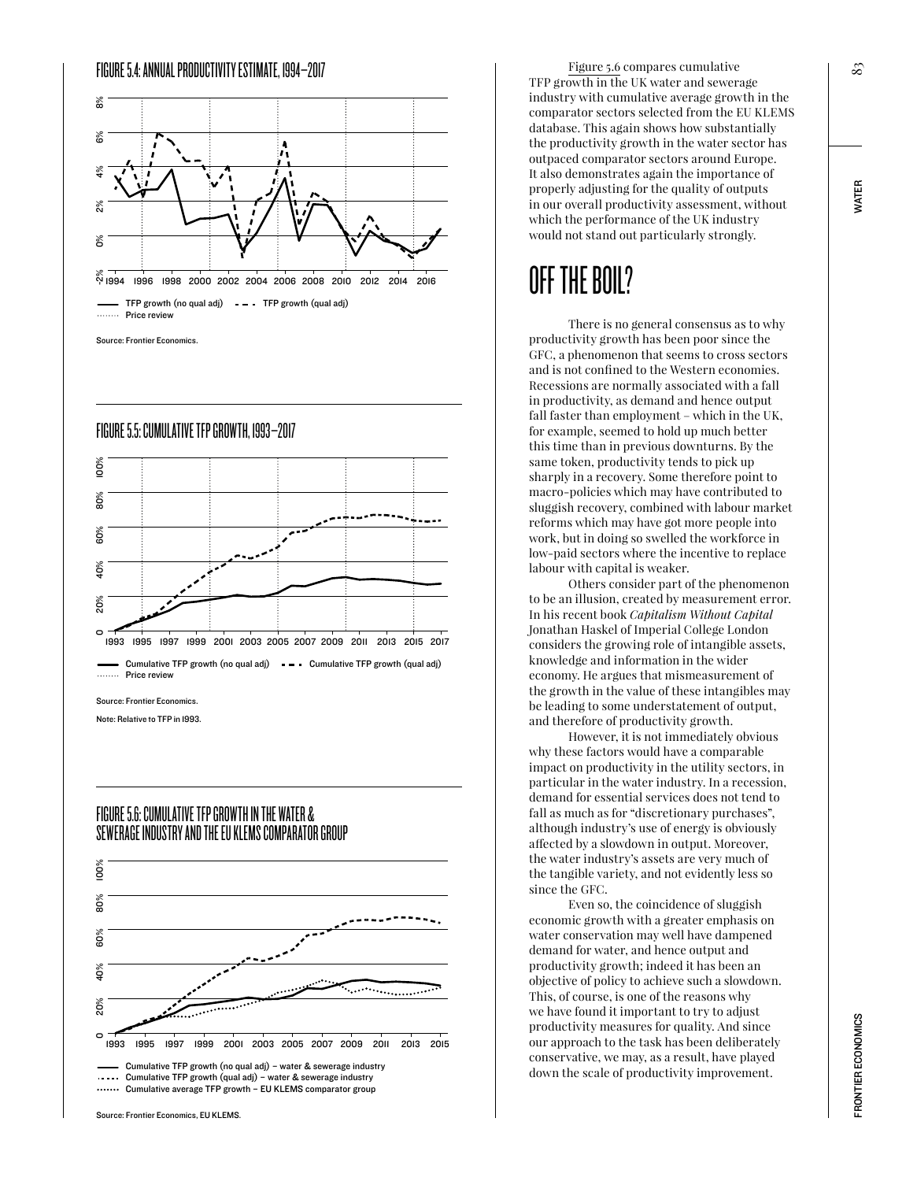FIGURE 5.4: ANNUAL PRODUCTIVITY ESTIMATE, 1994–2017

TFP growth (no qual adj) — TFP growth (qual adj) — Price review

Source: Frontier Economics.

FIGURE 5.5: CUMULATIVE TFP GROWTH, 1993–2017

Cumulative TFP growth (no qual adj) — Cumulative TFP growth (qual adj) — Price review

Source: Frontier Economics.

Note: Relative to TFP in 1993.

FIGURE 5.6: CUMULATIVE TFP GROWTH IN THE WATER & SEWERAGE INDUSTRY AND THE EU KLEMS COMPARATOR GROUP

Cumulative TFP growth (no qual adj) – water & sewerage industry
Cumulative TFP growth (qual adj) – water & sewerage industry
Cumulative average TFP growth – EU KLEMS comparator group

Source: Frontier Economics, EU KLEMS.

Figure 5.6 compares cumulative TFP growth in the UK water and sewerage industry with cumulative average growth in the comparator sectors selected from the EU KLEMS database. This again shows how substantially the productivity growth in the water sector has outpaced comparator sectors around Europe. It also demonstrates again the importance of properly adjusting for the quality of outputs in our overall productivity assessment, without which the performance of the UK industry would not stand out particularly strongly.

# OFF THE BOIL?

There is no general consensus as to why productivity growth has been poor since the GFC, a phenomenon that seems to cross sectors and is not confined to the Western economies. Recessions are normally associated with a fall in productivity, as demand and hence output fall faster than employment – which in the UK, for example, seemed to hold up much better this time than in previous downturns. By the same token, productivity tends to pick up sharply in a recovery. Some therefore point to macro-policies which may have contributed to sluggish recovery, combined with labour market reforms which may have got more people into work, but in doing so swelled the workforce in low-paid sectors where the incentive to replace labour with capital is weaker.

Others consider part of the phenomenon to be an illusion, created by measurement error. In his recent book *Capitalism Without Capital* Jonathan Haskel of Imperial College London considers the growing role of intangible assets, knowledge and information in the wider economy. He argues that mismeasurement of the growth in the value of these intangibles may be leading to some understatement of output, and therefore of productivity growth.

However, it is not immediately obvious why these factors would have a comparable impact on productivity in the utility sectors, in particular in the water industry. In a recession, demand for essential services does not tend to fall as much as for "discretionary purchases", although industry's use of energy is obviously affected by a slowdown in output. Moreover, the water industry's assets are very much of the tangible variety, and not evidently less so since the GFC.

Even so, the coincidence of sluggish economic growth with a greater emphasis on water conservation may well have dampened demand for water, and hence output and productivity growth; indeed it has been an objective of policy to achieve such a slowdown. This, of course, is one of the reasons why we have found it important to try to adjust productivity measures for quality. And since our approach to the task has been deliberately conservative, we may, as a result, have played down the scale of productivity improvement.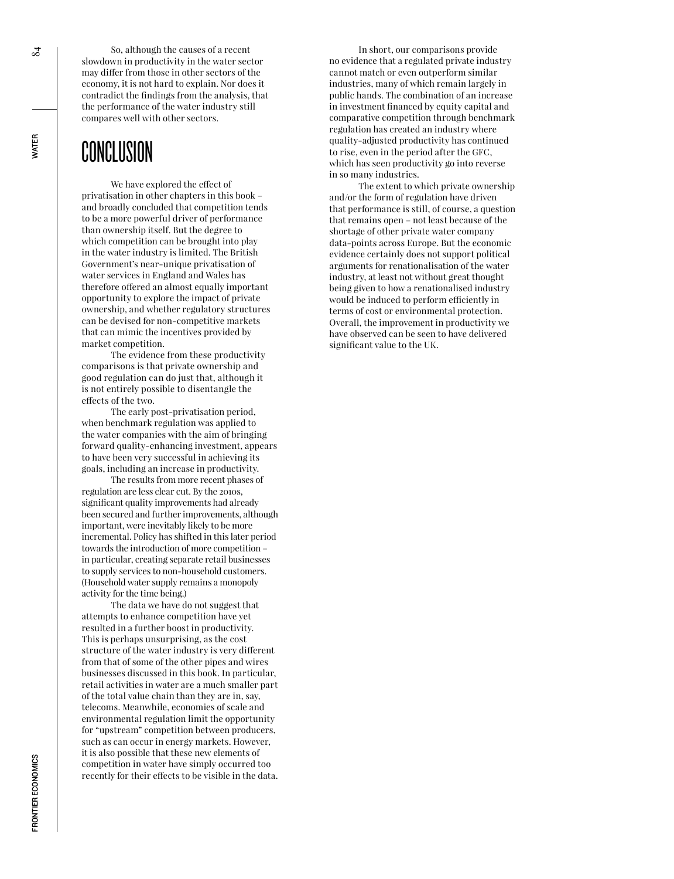So, although the causes of a recent slowdown in productivity in the water sector may differ from those in other sectors of the economy, it is not hard to explain. Nor does it contradict the findings from the analysis, that the performance of the water industry still compares well with other sectors.

## CONCLUSION

We have explored the effect of privatisation in other chapters in this book – and broadly concluded that competition tends to be a more powerful driver of performance than ownership itself. But the degree to which competition can be brought into play in the water industry is limited. The British Government's near-unique privatisation of water services in England and Wales has therefore offered an almost equally important opportunity to explore the impact of private ownership, and whether regulatory structures can be devised for non-competitive markets that can mimic the incentives provided by market competition.

The evidence from these productivity comparisons is that private ownership and good regulation can do just that, although it is not entirely possible to disentangle the effects of the two.

The early post-privatisation period, when benchmark regulation was applied to the water companies with the aim of bringing forward quality-enhancing investment, appears to have been very successful in achieving its goals, including an increase in productivity.

The results from more recent phases of regulation are less clear cut. By the 2010s, significant quality improvements had already been secured and further improvements, although important, were inevitably likely to be more incremental. Policy has shifted in this later period towards the introduction of more competition – in particular, creating separate retail businesses to supply services to non-household customers. (Household water supply remains a monopoly activity for the time being.)

The data we have do not suggest that attempts to enhance competition have yet resulted in a further boost in productivity. This is perhaps unsurprising, as the cost structure of the water industry is very different from that of some of the other pipes and wires businesses discussed in this book. In particular, retail activities in water are a much smaller part of the total value chain than they are in, say, telecoms. Meanwhile, economies of scale and environmental regulation limit the opportunity for "upstream" competition between producers, such as can occur in energy markets. However, it is also possible that these new elements of competition in water have simply occurred too recently for their effects to be visible in the data.

In short, our comparisons provide no evidence that a regulated private industry cannot match or even outperform similar industries, many of which remain largely in public hands. The combination of an increase in investment financed by equity capital and comparative competition through benchmark regulation has created an industry where quality-adjusted productivity has continued to rise, even in the period after the GFC, which has seen productivity go into reverse in so many industries.

The extent to which private ownership and/or the form of regulation have driven that performance is still, of course, a question that remains open – not least because of the shortage of other private water company data-points across Europe. But the economic evidence certainly does not support political arguments for renationalisation of the water industry, at least not without great thought being given to how a renationalised industry would be induced to perform efficiently in terms of cost or environmental protection. Overall, the improvement in productivity we have observed can be seen to have delivered significant value to the UK.